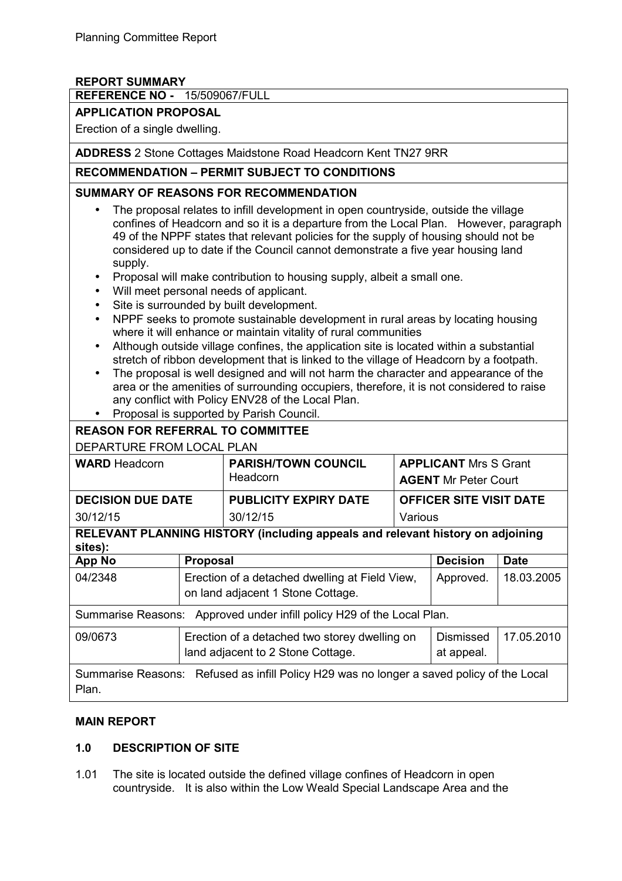Planning Committee Report

## REPORT SUMMARY

**REFERENCE NO -** 15/509067/FULL

**APPLICATION PROPOSAL**

Erection of a single dwelling.

**ADDRESS** 2 Stone Cottages Maidstone Road Headcorn Kent TN27 9RR

**RECOMMENDATION – PERMIT SUBJECT TO CONDITIONS**

**SUMMARY OF REASONS FOR RECOMMENDATION**

- The proposal relates to infill development in open countryside, outside the village confines of Headcorn and so it is a departure from the Local Plan. However, paragraph 49 of the NPPF states that relevant policies for the supply of housing should not be considered up to date if the Council cannot demonstrate a five year housing land supply.
- Proposal will make contribution to housing supply, albeit a small one.
- Will meet personal needs of applicant.
- Site is surrounded by built development.
- NPPF seeks to promote sustainable development in rural areas by locating housing where it will enhance or maintain vitality of rural communities
- Although outside village confines, the application site is located within a substantial stretch of ribbon development that is linked to the village of Headcorn by a footpath.
- The proposal is well designed and will not harm the character and appearance of the area or the amenities of surrounding occupiers, therefore, it is not considered to raise any conflict with Policy ENV28 of the Local Plan.
- Proposal is supported by Parish Council.

**REASON FOR REFERRAL TO COMMITTEE**

DEPARTURE FROM LOCAL PLAN

| **WARD** Headcorn | **PARISH/TOWN COUNCIL** Headcorn | **APPLICANT** Mrs S Grant<br>**AGENT** Mr Peter Court |
|---|---|---|
| **DECISION DUE DATE**<br>30/12/15 | **PUBLICITY EXPIRY DATE**<br>30/12/15 | **OFFICER SITE VISIT DATE**<br>Various |

**RELEVANT PLANNING HISTORY (including appeals and relevant history on adjoining sites):**

| App No | Proposal | Decision | Date |
|---|---|---|---|
| 04/2348 | Erection of a detached dwelling at Field View, on land adjacent 1 Stone Cottage. | Approved. | 18.03.2005 |
| Summarise Reasons: Approved under infill policy H29 of the Local Plan. | | | |
| 09/0673 | Erection of a detached two storey dwelling on land adjacent to 2 Stone Cottage. | Dismissed at appeal. | 17.05.2010 |
| Summarise Reasons: Refused as infill Policy H29 was no longer a saved policy of the Local Plan. | | | |

## MAIN REPORT

### 1.0 DESCRIPTION OF SITE

1.01 The site is located outside the defined village confines of Headcorn in open countryside. It is also within the Low Weald Special Landscape Area and the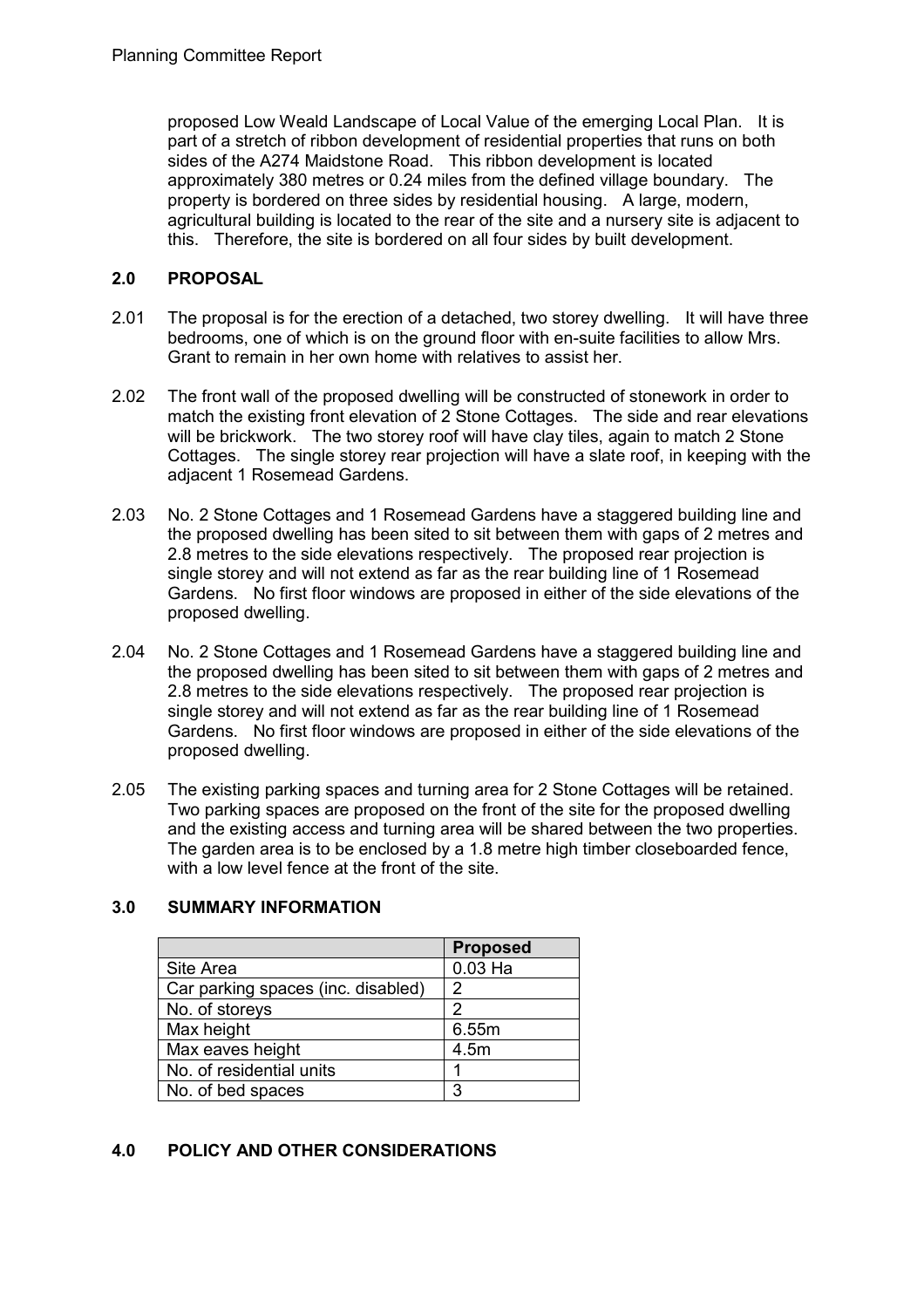proposed Low Weald Landscape of Local Value of the emerging Local Plan. It is part of a stretch of ribbon development of residential properties that runs on both sides of the A274 Maidstone Road. This ribbon development is located approximately 380 metres or 0.24 miles from the defined village boundary. The property is bordered on three sides by residential housing. A large, modern, agricultural building is located to the rear of the site and a nursery site is adjacent to this. Therefore, the site is bordered on all four sides by built development.

## 2.0 PROPOSAL

2.01 The proposal is for the erection of a detached, two storey dwelling. It will have three bedrooms, one of which is on the ground floor with en-suite facilities to allow Mrs. Grant to remain in her own home with relatives to assist her.

2.02 The front wall of the proposed dwelling will be constructed of stonework in order to match the existing front elevation of 2 Stone Cottages. The side and rear elevations will be brickwork. The two storey roof will have clay tiles, again to match 2 Stone Cottages. The single storey rear projection will have a slate roof, in keeping with the adjacent 1 Rosemead Gardens.

2.03 No. 2 Stone Cottages and 1 Rosemead Gardens have a staggered building line and the proposed dwelling has been sited to sit between them with gaps of 2 metres and 2.8 metres to the side elevations respectively. The proposed rear projection is single storey and will not extend as far as the rear building line of 1 Rosemead Gardens. No first floor windows are proposed in either of the side elevations of the proposed dwelling.

2.04 No. 2 Stone Cottages and 1 Rosemead Gardens have a staggered building line and the proposed dwelling has been sited to sit between them with gaps of 2 metres and 2.8 metres to the side elevations respectively. The proposed rear projection is single storey and will not extend as far as the rear building line of 1 Rosemead Gardens. No first floor windows are proposed in either of the side elevations of the proposed dwelling.

2.05 The existing parking spaces and turning area for 2 Stone Cottages will be retained. Two parking spaces are proposed on the front of the site for the proposed dwelling and the existing access and turning area will be shared between the two properties. The garden area is to be enclosed by a 1.8 metre high timber closeboarded fence, with a low level fence at the front of the site.

## 3.0 SUMMARY INFORMATION

| | Proposed |
|---|---|
| Site Area | 0.03 Ha |
| Car parking spaces (inc. disabled) | 2 |
| No. of storeys | 2 |
| Max height | 6.55m |
| Max eaves height | 4.5m |
| No. of residential units | 1 |
| No. of bed spaces | 3 |

## 4.0 POLICY AND OTHER CONSIDERATIONS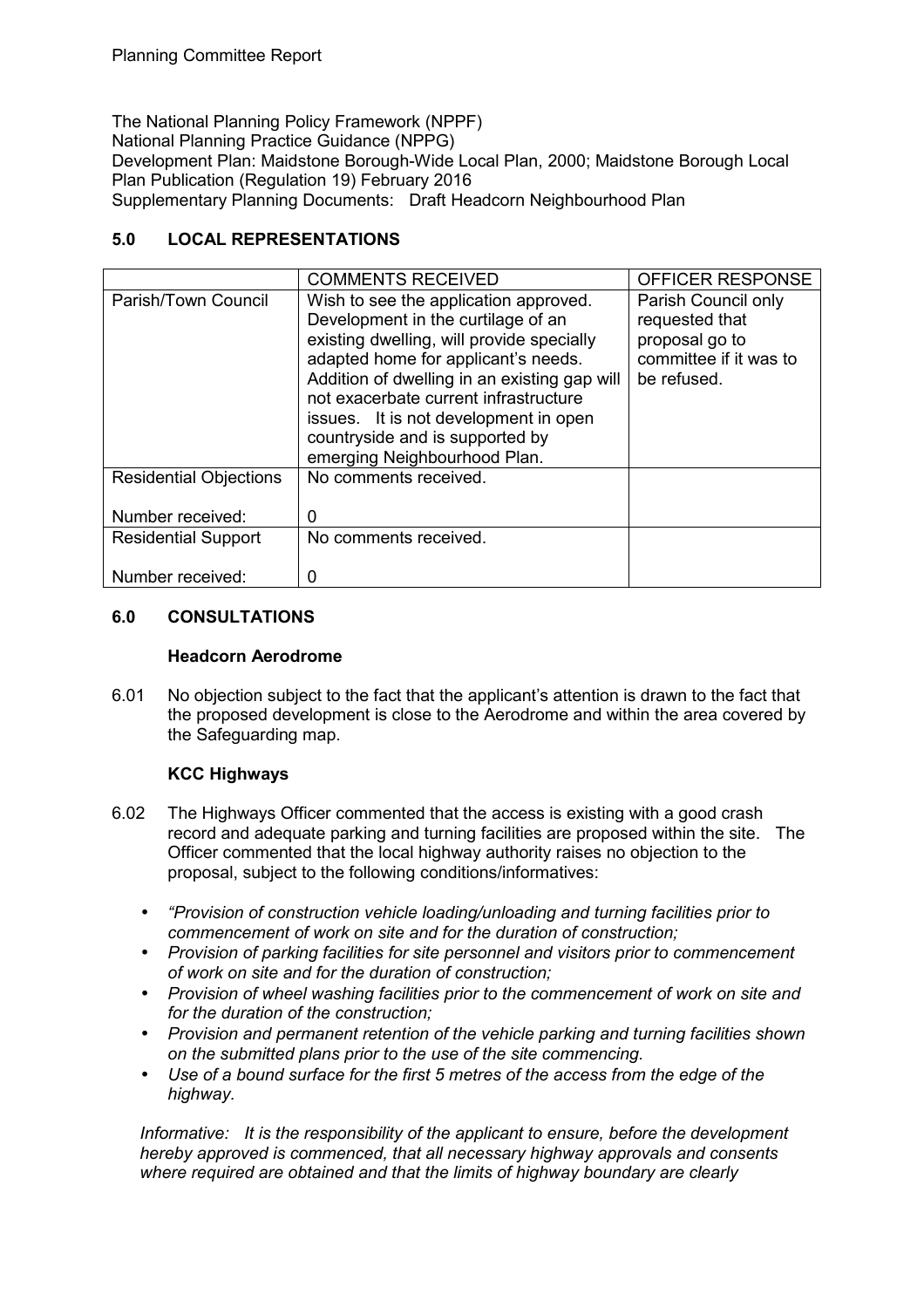The National Planning Policy Framework (NPPF)
National Planning Practice Guidance (NPPG)
Development Plan: Maidstone Borough-Wide Local Plan, 2000; Maidstone Borough Local Plan Publication (Regulation 19) February 2016
Supplementary Planning Documents: Draft Headcorn Neighbourhood Plan

## 5.0 LOCAL REPRESENTATIONS

| | COMMENTS RECEIVED | OFFICER RESPONSE |
|---|---|---|
| Parish/Town Council | Wish to see the application approved. Development in the curtilage of an existing dwelling, will provide specially adapted home for applicant's needs. Addition of dwelling in an existing gap will not exacerbate current infrastructure issues. It is not development in open countryside and is supported by emerging Neighbourhood Plan. | Parish Council only requested that proposal go to committee if it was to be refused. |
| Residential Objections<br><br>Number received: | No comments received.<br><br>0 | |
| Residential Support<br><br>Number received: | No comments received.<br><br>0 | |

## 6.0 CONSULTATIONS

### Headcorn Aerodrome

6.01 No objection subject to the fact that the applicant's attention is drawn to the fact that the proposed development is close to the Aerodrome and within the area covered by the Safeguarding map.

### KCC Highways

6.02 The Highways Officer commented that the access is existing with a good crash record and adequate parking and turning facilities are proposed within the site. The Officer commented that the local highway authority raises no objection to the proposal, subject to the following conditions/informatives:

- *"Provision of construction vehicle loading/unloading and turning facilities prior to commencement of work on site and for the duration of construction;*
- *Provision of parking facilities for site personnel and visitors prior to commencement of work on site and for the duration of construction;*
- *Provision of wheel washing facilities prior to the commencement of work on site and for the duration of the construction;*
- *Provision and permanent retention of the vehicle parking and turning facilities shown on the submitted plans prior to the use of the site commencing.*
- *Use of a bound surface for the first 5 metres of the access from the edge of the highway.*

*Informative: It is the responsibility of the applicant to ensure, before the development hereby approved is commenced, that all necessary highway approvals and consents where required are obtained and that the limits of highway boundary are clearly*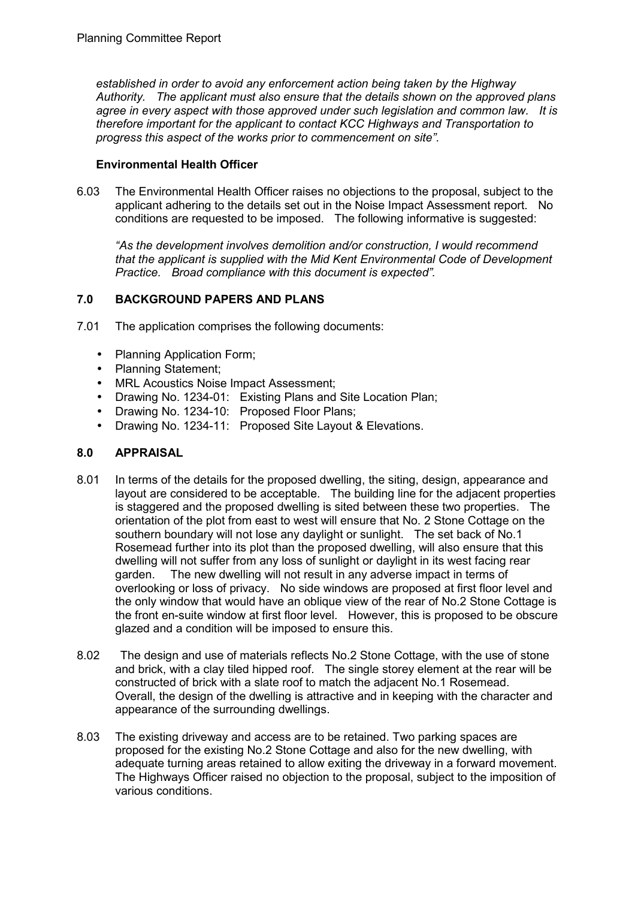*established in order to avoid any enforcement action being taken by the Highway Authority. The applicant must also ensure that the details shown on the approved plans agree in every aspect with those approved under such legislation and common law. It is therefore important for the applicant to contact KCC Highways and Transportation to progress this aspect of the works prior to commencement on site".*

**Environmental Health Officer**

6.03 The Environmental Health Officer raises no objections to the proposal, subject to the applicant adhering to the details set out in the Noise Impact Assessment report. No conditions are requested to be imposed. The following informative is suggested:

*"As the development involves demolition and/or construction, I would recommend that the applicant is supplied with the Mid Kent Environmental Code of Development Practice. Broad compliance with this document is expected".*

## 7.0 BACKGROUND PAPERS AND PLANS

7.01 The application comprises the following documents:

- Planning Application Form;
- Planning Statement;
- MRL Acoustics Noise Impact Assessment;
- Drawing No. 1234-01: Existing Plans and Site Location Plan;
- Drawing No. 1234-10: Proposed Floor Plans;
- Drawing No. 1234-11: Proposed Site Layout & Elevations.

## 8.0 APPRAISAL

8.01 In terms of the details for the proposed dwelling, the siting, design, appearance and layout are considered to be acceptable. The building line for the adjacent properties is staggered and the proposed dwelling is sited between these two properties. The orientation of the plot from east to west will ensure that No. 2 Stone Cottage on the southern boundary will not lose any daylight or sunlight. The set back of No.1 Rosemead further into its plot than the proposed dwelling, will also ensure that this dwelling will not suffer from any loss of sunlight or daylight in its west facing rear garden. The new dwelling will not result in any adverse impact in terms of overlooking or loss of privacy. No side windows are proposed at first floor level and the only window that would have an oblique view of the rear of No.2 Stone Cottage is the front en-suite window at first floor level. However, this is proposed to be obscure glazed and a condition will be imposed to ensure this.

8.02 The design and use of materials reflects No.2 Stone Cottage, with the use of stone and brick, with a clay tiled hipped roof. The single storey element at the rear will be constructed of brick with a slate roof to match the adjacent No.1 Rosemead. Overall, the design of the dwelling is attractive and in keeping with the character and appearance of the surrounding dwellings.

8.03 The existing driveway and access are to be retained. Two parking spaces are proposed for the existing No.2 Stone Cottage and also for the new dwelling, with adequate turning areas retained to allow exiting the driveway in a forward movement. The Highways Officer raised no objection to the proposal, subject to the imposition of various conditions.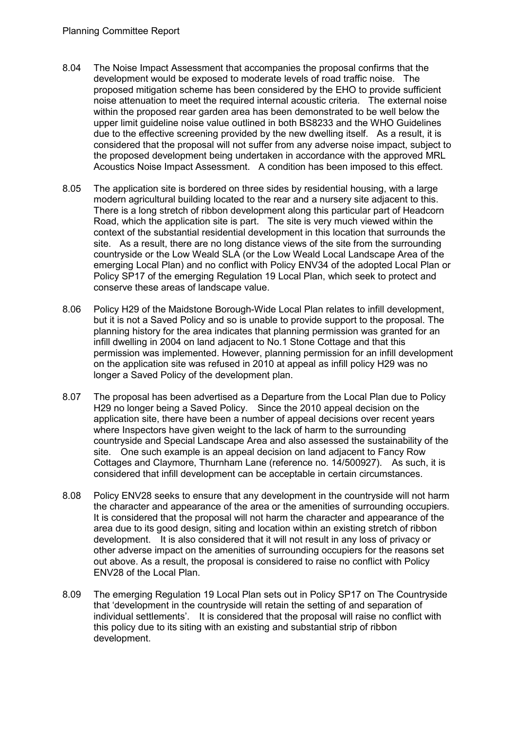8.04 The Noise Impact Assessment that accompanies the proposal confirms that the development would be exposed to moderate levels of road traffic noise. The proposed mitigation scheme has been considered by the EHO to provide sufficient noise attenuation to meet the required internal acoustic criteria. The external noise within the proposed rear garden area has been demonstrated to be well below the upper limit guideline noise value outlined in both BS8233 and the WHO Guidelines due to the effective screening provided by the new dwelling itself. As a result, it is considered that the proposal will not suffer from any adverse noise impact, subject to the proposed development being undertaken in accordance with the approved MRL Acoustics Noise Impact Assessment. A condition has been imposed to this effect.

8.05 The application site is bordered on three sides by residential housing, with a large modern agricultural building located to the rear and a nursery site adjacent to this. There is a long stretch of ribbon development along this particular part of Headcorn Road, which the application site is part. The site is very much viewed within the context of the substantial residential development in this location that surrounds the site. As a result, there are no long distance views of the site from the surrounding countryside or the Low Weald SLA (or the Low Weald Local Landscape Area of the emerging Local Plan) and no conflict with Policy ENV34 of the adopted Local Plan or Policy SP17 of the emerging Regulation 19 Local Plan, which seek to protect and conserve these areas of landscape value.

8.06 Policy H29 of the Maidstone Borough-Wide Local Plan relates to infill development, but it is not a Saved Policy and so is unable to provide support to the proposal. The planning history for the area indicates that planning permission was granted for an infill dwelling in 2004 on land adjacent to No.1 Stone Cottage and that this permission was implemented. However, planning permission for an infill development on the application site was refused in 2010 at appeal as infill policy H29 was no longer a Saved Policy of the development plan.

8.07 The proposal has been advertised as a Departure from the Local Plan due to Policy H29 no longer being a Saved Policy. Since the 2010 appeal decision on the application site, there have been a number of appeal decisions over recent years where Inspectors have given weight to the lack of harm to the surrounding countryside and Special Landscape Area and also assessed the sustainability of the site. One such example is an appeal decision on land adjacent to Fancy Row Cottages and Claymore, Thurnham Lane (reference no. 14/500927). As such, it is considered that infill development can be acceptable in certain circumstances.

8.08 Policy ENV28 seeks to ensure that any development in the countryside will not harm the character and appearance of the area or the amenities of surrounding occupiers. It is considered that the proposal will not harm the character and appearance of the area due to its good design, siting and location within an existing stretch of ribbon development. It is also considered that it will not result in any loss of privacy or other adverse impact on the amenities of surrounding occupiers for the reasons set out above. As a result, the proposal is considered to raise no conflict with Policy ENV28 of the Local Plan.

8.09 The emerging Regulation 19 Local Plan sets out in Policy SP17 on The Countryside that 'development in the countryside will retain the setting of and separation of individual settlements'. It is considered that the proposal will raise no conflict with this policy due to its siting with an existing and substantial strip of ribbon development.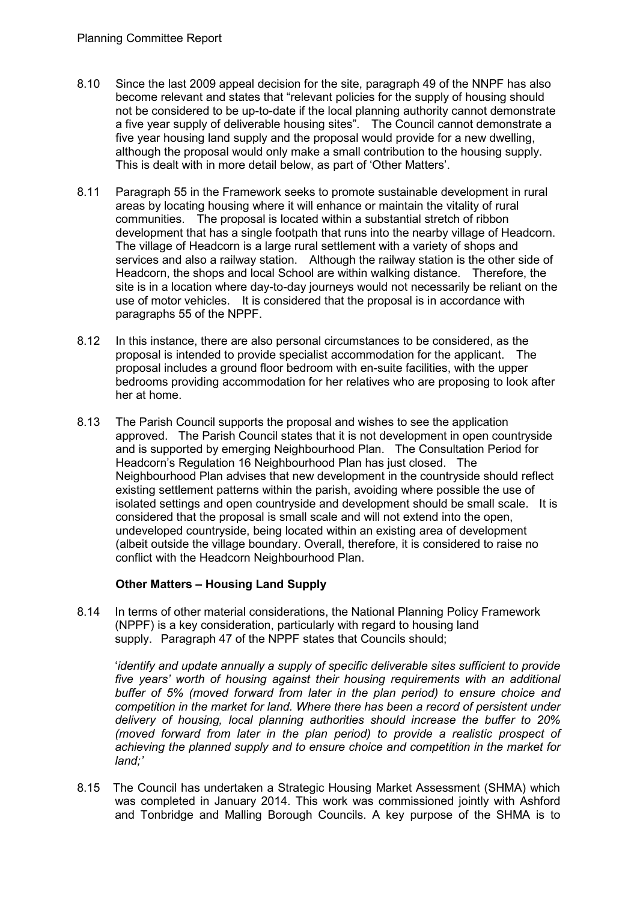8.10 Since the last 2009 appeal decision for the site, paragraph 49 of the NNPF has also become relevant and states that "relevant policies for the supply of housing should not be considered to be up-to-date if the local planning authority cannot demonstrate a five year supply of deliverable housing sites". The Council cannot demonstrate a five year housing land supply and the proposal would provide for a new dwelling, although the proposal would only make a small contribution to the housing supply. This is dealt with in more detail below, as part of 'Other Matters'.

8.11 Paragraph 55 in the Framework seeks to promote sustainable development in rural areas by locating housing where it will enhance or maintain the vitality of rural communities. The proposal is located within a substantial stretch of ribbon development that has a single footpath that runs into the nearby village of Headcorn. The village of Headcorn is a large rural settlement with a variety of shops and services and also a railway station. Although the railway station is the other side of Headcorn, the shops and local School are within walking distance. Therefore, the site is in a location where day-to-day journeys would not necessarily be reliant on the use of motor vehicles. It is considered that the proposal is in accordance with paragraphs 55 of the NPPF.

8.12 In this instance, there are also personal circumstances to be considered, as the proposal is intended to provide specialist accommodation for the applicant. The proposal includes a ground floor bedroom with en-suite facilities, with the upper bedrooms providing accommodation for her relatives who are proposing to look after her at home.

8.13 The Parish Council supports the proposal and wishes to see the application approved. The Parish Council states that it is not development in open countryside and is supported by emerging Neighbourhood Plan. The Consultation Period for Headcorn's Regulation 16 Neighbourhood Plan has just closed. The Neighbourhood Plan advises that new development in the countryside should reflect existing settlement patterns within the parish, avoiding where possible the use of isolated settings and open countryside and development should be small scale. It is considered that the proposal is small scale and will not extend into the open, undeveloped countryside, being located within an existing area of development (albeit outside the village boundary. Overall, therefore, it is considered to raise no conflict with the Headcorn Neighbourhood Plan.

**Other Matters – Housing Land Supply**

8.14 In terms of other material considerations, the National Planning Policy Framework (NPPF) is a key consideration, particularly with regard to housing land supply. Paragraph 47 of the NPPF states that Councils should;

'*identify and update annually a supply of specific deliverable sites sufficient to provide five years' worth of housing against their housing requirements with an additional buffer of 5% (moved forward from later in the plan period) to ensure choice and competition in the market for land. Where there has been a record of persistent under delivery of housing, local planning authorities should increase the buffer to 20% (moved forward from later in the plan period) to provide a realistic prospect of achieving the planned supply and to ensure choice and competition in the market for land;*'

8.15 The Council has undertaken a Strategic Housing Market Assessment (SHMA) which was completed in January 2014. This work was commissioned jointly with Ashford and Tonbridge and Malling Borough Councils. A key purpose of the SHMA is to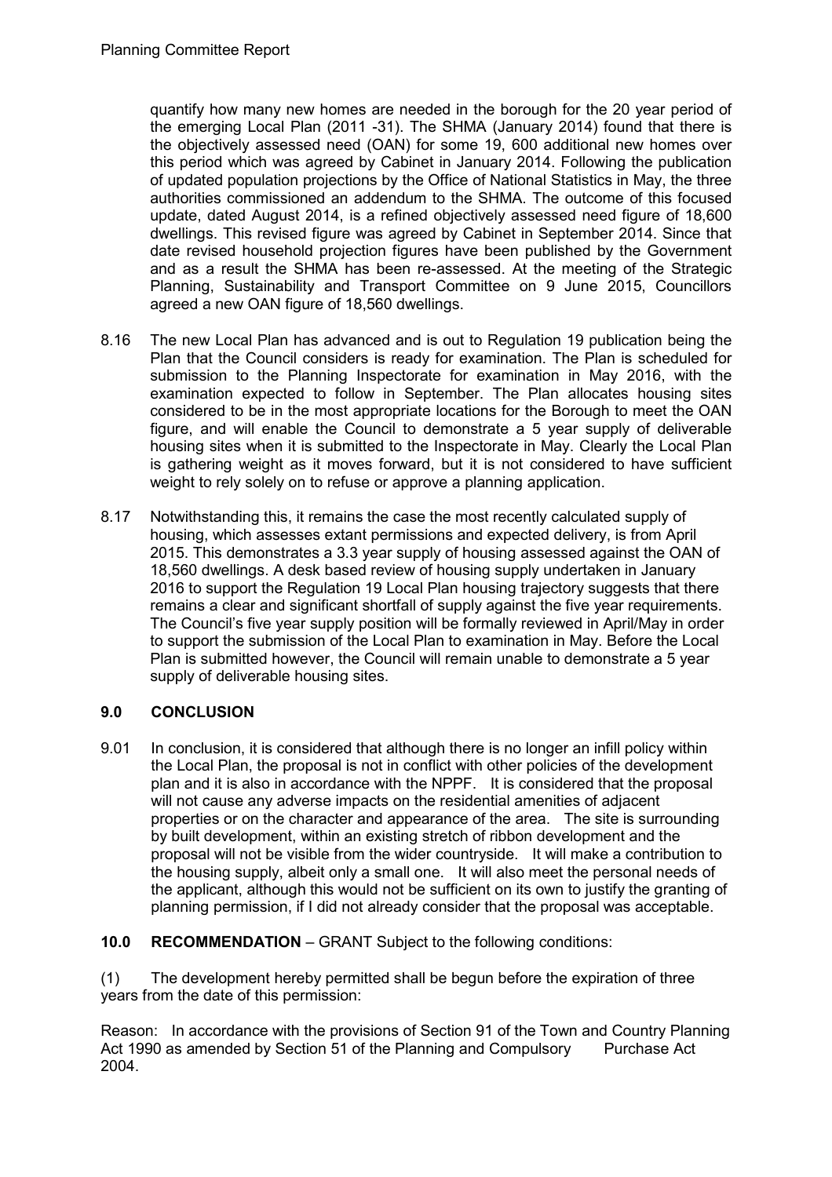quantify how many new homes are needed in the borough for the 20 year period of the emerging Local Plan (2011 -31). The SHMA (January 2014) found that there is the objectively assessed need (OAN) for some 19, 600 additional new homes over this period which was agreed by Cabinet in January 2014. Following the publication of updated population projections by the Office of National Statistics in May, the three authorities commissioned an addendum to the SHMA. The outcome of this focused update, dated August 2014, is a refined objectively assessed need figure of 18,600 dwellings. This revised figure was agreed by Cabinet in September 2014. Since that date revised household projection figures have been published by the Government and as a result the SHMA has been re-assessed. At the meeting of the Strategic Planning, Sustainability and Transport Committee on 9 June 2015, Councillors agreed a new OAN figure of 18,560 dwellings.

8.16 The new Local Plan has advanced and is out to Regulation 19 publication being the Plan that the Council considers is ready for examination. The Plan is scheduled for submission to the Planning Inspectorate for examination in May 2016, with the examination expected to follow in September. The Plan allocates housing sites considered to be in the most appropriate locations for the Borough to meet the OAN figure, and will enable the Council to demonstrate a 5 year supply of deliverable housing sites when it is submitted to the Inspectorate in May. Clearly the Local Plan is gathering weight as it moves forward, but it is not considered to have sufficient weight to rely solely on to refuse or approve a planning application.

8.17 Notwithstanding this, it remains the case the most recently calculated supply of housing, which assesses extant permissions and expected delivery, is from April 2015. This demonstrates a 3.3 year supply of housing assessed against the OAN of 18,560 dwellings. A desk based review of housing supply undertaken in January 2016 to support the Regulation 19 Local Plan housing trajectory suggests that there remains a clear and significant shortfall of supply against the five year requirements. The Council's five year supply position will be formally reviewed in April/May in order to support the submission of the Local Plan to examination in May. Before the Local Plan is submitted however, the Council will remain unable to demonstrate a 5 year supply of deliverable housing sites.

## 9.0 CONCLUSION

9.01 In conclusion, it is considered that although there is no longer an infill policy within the Local Plan, the proposal is not in conflict with other policies of the development plan and it is also in accordance with the NPPF. It is considered that the proposal will not cause any adverse impacts on the residential amenities of adjacent properties or on the character and appearance of the area. The site is surrounding by built development, within an existing stretch of ribbon development and the proposal will not be visible from the wider countryside. It will make a contribution to the housing supply, albeit only a small one. It will also meet the personal needs of the applicant, although this would not be sufficient on its own to justify the granting of planning permission, if I did not already consider that the proposal was acceptable.

**10.0 RECOMMENDATION** – GRANT Subject to the following conditions:

(1) The development hereby permitted shall be begun before the expiration of three years from the date of this permission:

Reason: In accordance with the provisions of Section 91 of the Town and Country Planning Act 1990 as amended by Section 51 of the Planning and Compulsory Purchase Act 2004.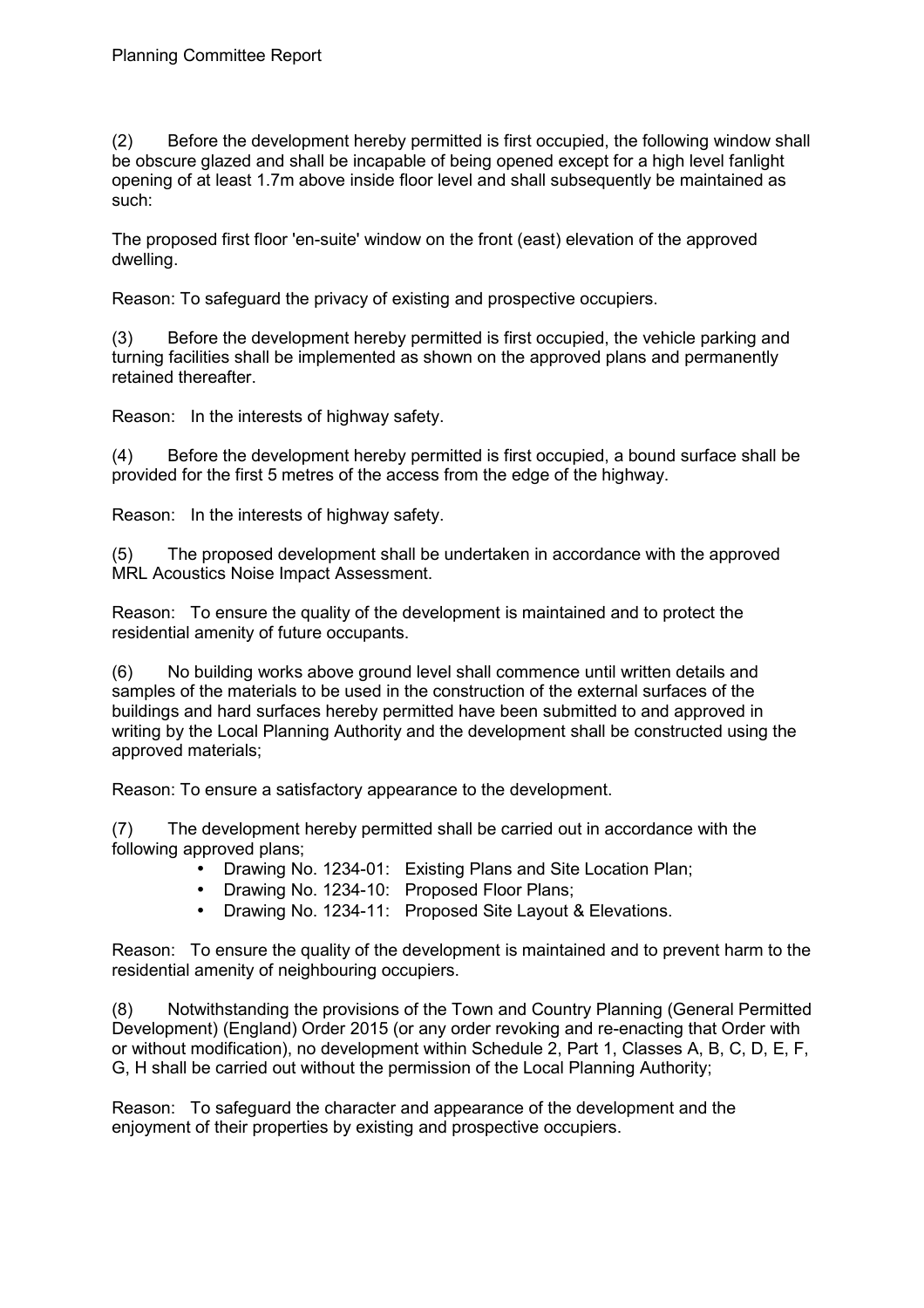(2) Before the development hereby permitted is first occupied, the following window shall be obscure glazed and shall be incapable of being opened except for a high level fanlight opening of at least 1.7m above inside floor level and shall subsequently be maintained as such:

The proposed first floor 'en-suite' window on the front (east) elevation of the approved dwelling.

Reason: To safeguard the privacy of existing and prospective occupiers.

(3) Before the development hereby permitted is first occupied, the vehicle parking and turning facilities shall be implemented as shown on the approved plans and permanently retained thereafter.

Reason: In the interests of highway safety.

(4) Before the development hereby permitted is first occupied, a bound surface shall be provided for the first 5 metres of the access from the edge of the highway.

Reason: In the interests of highway safety.

(5) The proposed development shall be undertaken in accordance with the approved MRL Acoustics Noise Impact Assessment.

Reason: To ensure the quality of the development is maintained and to protect the residential amenity of future occupants.

(6) No building works above ground level shall commence until written details and samples of the materials to be used in the construction of the external surfaces of the buildings and hard surfaces hereby permitted have been submitted to and approved in writing by the Local Planning Authority and the development shall be constructed using the approved materials;

Reason: To ensure a satisfactory appearance to the development.

(7) The development hereby permitted shall be carried out in accordance with the following approved plans;

- Drawing No. 1234-01: Existing Plans and Site Location Plan;
- Drawing No. 1234-10: Proposed Floor Plans;
- Drawing No. 1234-11: Proposed Site Layout & Elevations.

Reason: To ensure the quality of the development is maintained and to prevent harm to the residential amenity of neighbouring occupiers.

(8) Notwithstanding the provisions of the Town and Country Planning (General Permitted Development) (England) Order 2015 (or any order revoking and re-enacting that Order with or without modification), no development within Schedule 2, Part 1, Classes A, B, C, D, E, F, G, H shall be carried out without the permission of the Local Planning Authority;

Reason: To safeguard the character and appearance of the development and the enjoyment of their properties by existing and prospective occupiers.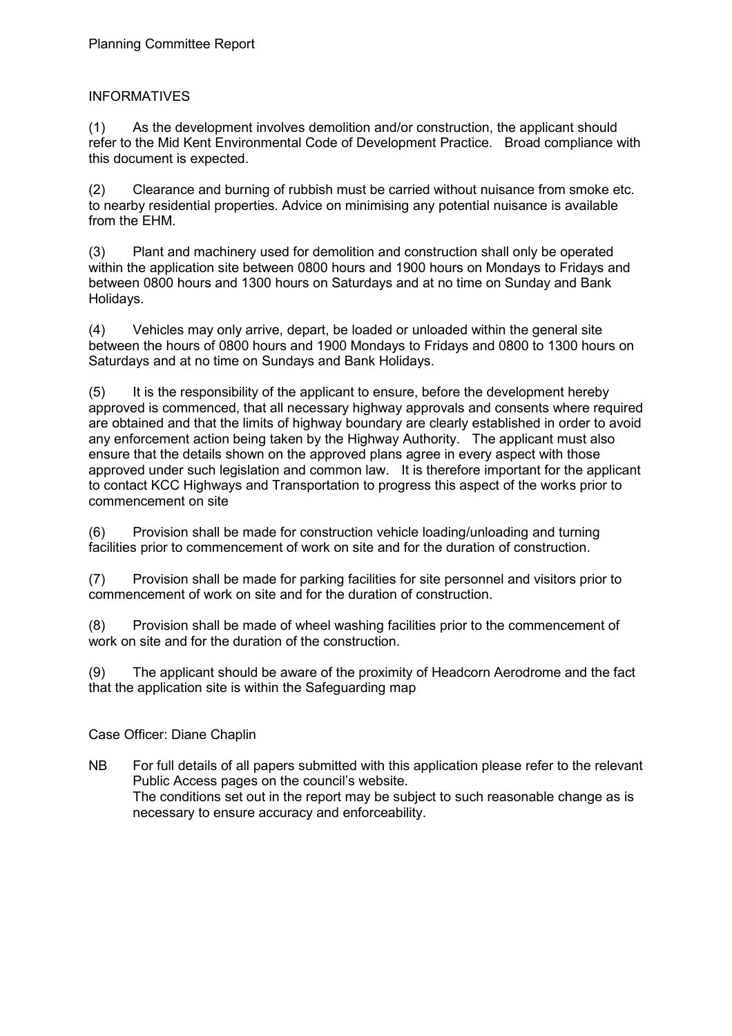## INFORMATIVES

(1) As the development involves demolition and/or construction, the applicant should refer to the Mid Kent Environmental Code of Development Practice. Broad compliance with this document is expected.

(2) Clearance and burning of rubbish must be carried without nuisance from smoke etc. to nearby residential properties. Advice on minimising any potential nuisance is available from the EHM.

(3) Plant and machinery used for demolition and construction shall only be operated within the application site between 0800 hours and 1900 hours on Mondays to Fridays and between 0800 hours and 1300 hours on Saturdays and at no time on Sunday and Bank Holidays.

(4) Vehicles may only arrive, depart, be loaded or unloaded within the general site between the hours of 0800 hours and 1900 Mondays to Fridays and 0800 to 1300 hours on Saturdays and at no time on Sundays and Bank Holidays.

(5) It is the responsibility of the applicant to ensure, before the development hereby approved is commenced, that all necessary highway approvals and consents where required are obtained and that the limits of highway boundary are clearly established in order to avoid any enforcement action being taken by the Highway Authority. The applicant must also ensure that the details shown on the approved plans agree in every aspect with those approved under such legislation and common law. It is therefore important for the applicant to contact KCC Highways and Transportation to progress this aspect of the works prior to commencement on site

(6) Provision shall be made for construction vehicle loading/unloading and turning facilities prior to commencement of work on site and for the duration of construction.

(7) Provision shall be made for parking facilities for site personnel and visitors prior to commencement of work on site and for the duration of construction.

(8) Provision shall be made of wheel washing facilities prior to the commencement of work on site and for the duration of the construction.

(9) The applicant should be aware of the proximity of Headcorn Aerodrome and the fact that the application site is within the Safeguarding map

Case Officer: Diane Chaplin

NB For full details of all papers submitted with this application please refer to the relevant Public Access pages on the council's website.
The conditions set out in the report may be subject to such reasonable change as is necessary to ensure accuracy and enforceability.